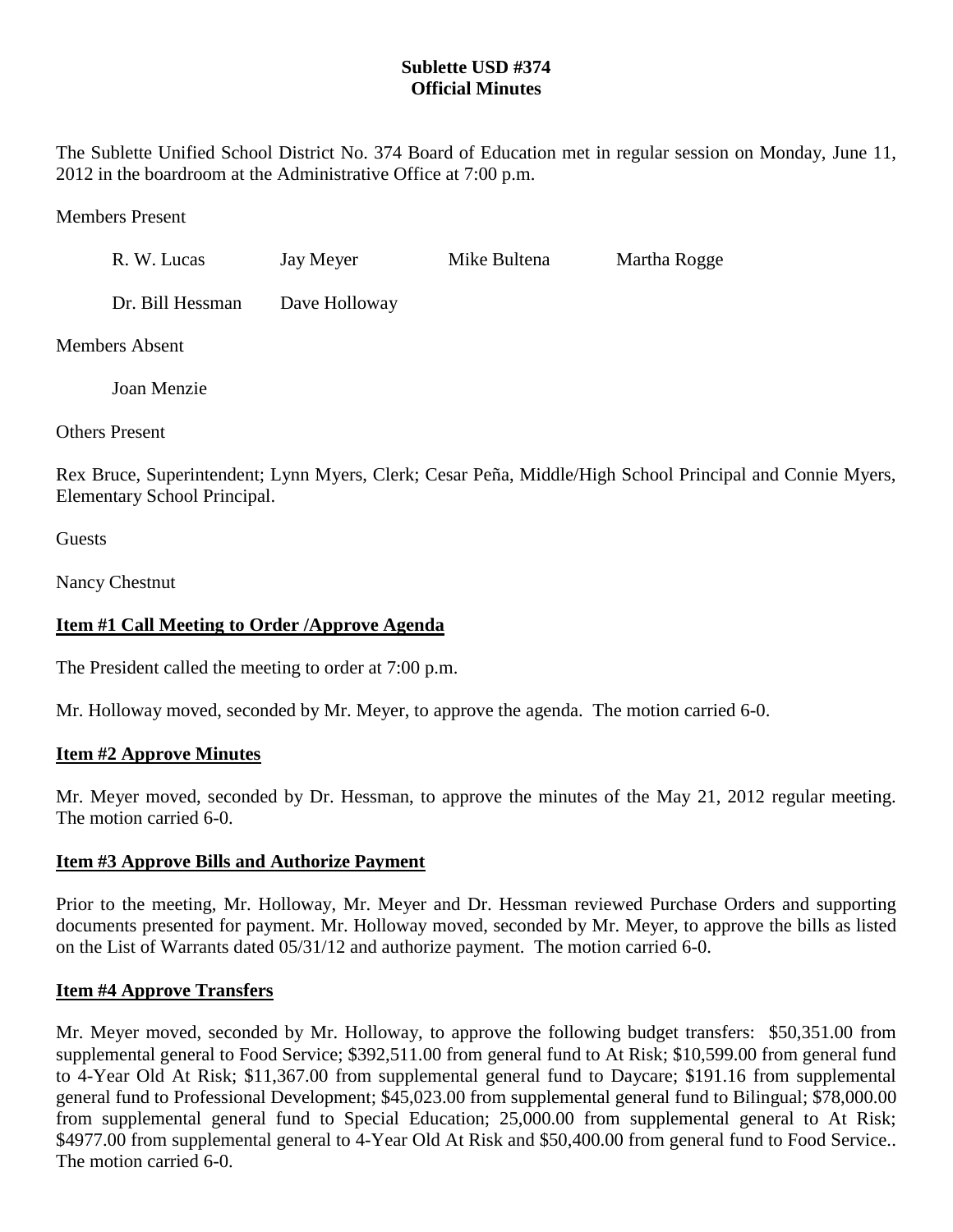**Sublette USD #374**
**Official Minutes**

The Sublette Unified School District No. 374 Board of Education met in regular session on Monday, June 11, 2012 in the boardroom at the Administrative Office at 7:00 p.m.

Members Present

R. W. Lucas Jay Meyer Mike Bultena Martha Rogge

Dr. Bill Hessman Dave Holloway

Members Absent

Joan Menzie

Others Present

Rex Bruce, Superintendent; Lynn Myers, Clerk; Cesar Peña, Middle/High School Principal and Connie Myers, Elementary School Principal.

Guests

Nancy Chestnut

**Item #1 Call Meeting to Order /Approve Agenda**

The President called the meeting to order at 7:00 p.m.

Mr. Holloway moved, seconded by Mr. Meyer, to approve the agenda. The motion carried 6-0.

**Item #2 Approve Minutes**

Mr. Meyer moved, seconded by Dr. Hessman, to approve the minutes of the May 21, 2012 regular meeting. The motion carried 6-0.

**Item #3 Approve Bills and Authorize Payment**

Prior to the meeting, Mr. Holloway, Mr. Meyer and Dr. Hessman reviewed Purchase Orders and supporting documents presented for payment. Mr. Holloway moved, seconded by Mr. Meyer, to approve the bills as listed on the List of Warrants dated 05/31/12 and authorize payment. The motion carried 6-0.

**Item #4 Approve Transfers**

Mr. Meyer moved, seconded by Mr. Holloway, to approve the following budget transfers: $50,351.00 from supplemental general to Food Service; $392,511.00 from general fund to At Risk; $10,599.00 from general fund to 4-Year Old At Risk; $11,367.00 from supplemental general fund to Daycare; $191.16 from supplemental general fund to Professional Development; $45,023.00 from supplemental general fund to Bilingual; $78,000.00 from supplemental general fund to Special Education; 25,000.00 from supplemental general to At Risk; $4977.00 from supplemental general to 4-Year Old At Risk and $50,400.00 from general fund to Food Service.. The motion carried 6-0.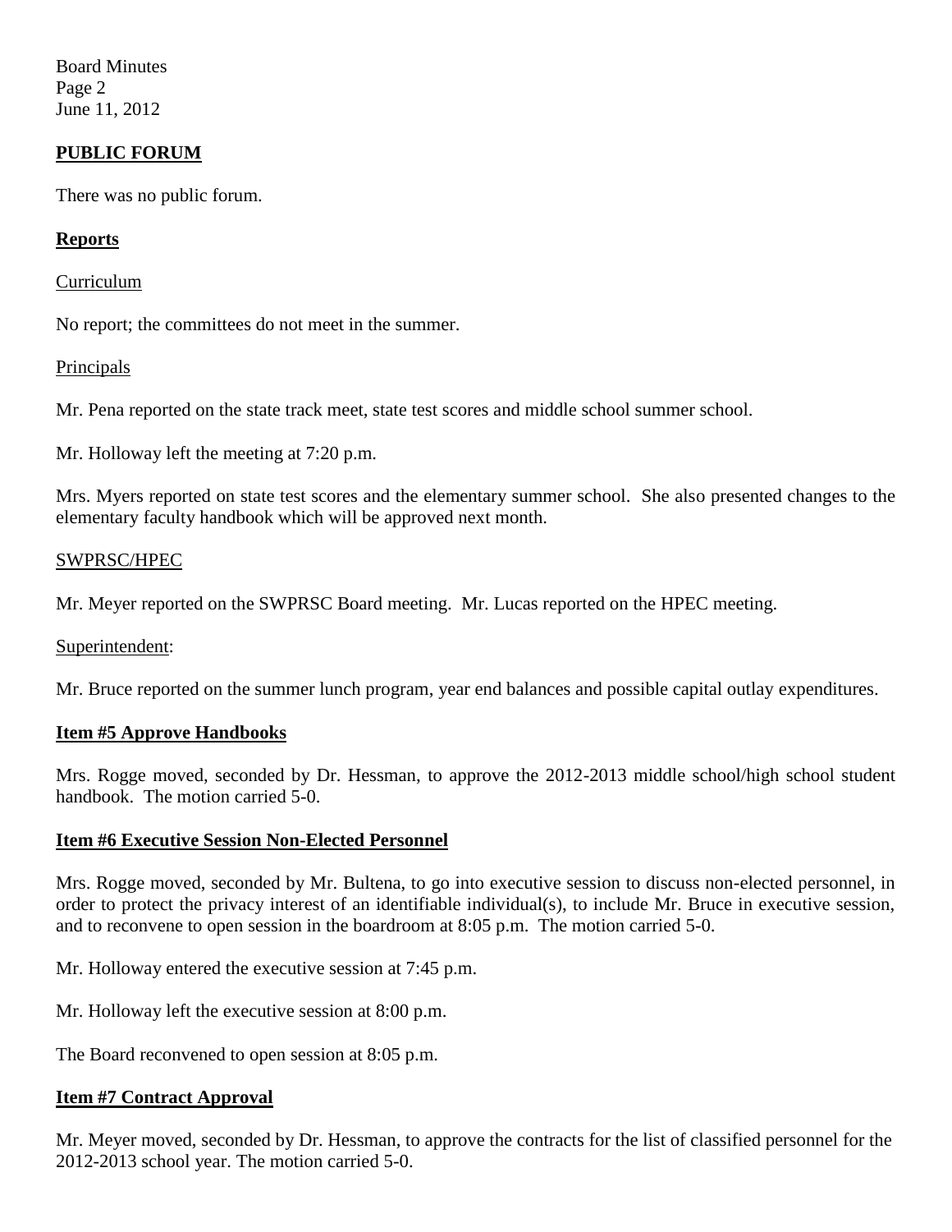## PUBLIC FORUM

There was no public forum.

## Reports

Curriculum

No report; the committees do not meet in the summer.

Principals

Mr. Pena reported on the state track meet, state test scores and middle school summer school.

Mr. Holloway left the meeting at 7:20 p.m.

Mrs. Myers reported on state test scores and the elementary summer school. She also presented changes to the elementary faculty handbook which will be approved next month.

SWPRSC/HPEC

Mr. Meyer reported on the SWPRSC Board meeting. Mr. Lucas reported on the HPEC meeting.

Superintendent:

Mr. Bruce reported on the summer lunch program, year end balances and possible capital outlay expenditures.

## Item #5 Approve Handbooks

Mrs. Rogge moved, seconded by Dr. Hessman, to approve the 2012-2013 middle school/high school student handbook. The motion carried 5-0.

## Item #6 Executive Session Non-Elected Personnel

Mrs. Rogge moved, seconded by Mr. Bultena, to go into executive session to discuss non-elected personnel, in order to protect the privacy interest of an identifiable individual(s), to include Mr. Bruce in executive session, and to reconvene to open session in the boardroom at 8:05 p.m. The motion carried 5-0.

Mr. Holloway entered the executive session at 7:45 p.m.

Mr. Holloway left the executive session at 8:00 p.m.

The Board reconvened to open session at 8:05 p.m.

## Item #7 Contract Approval

Mr. Meyer moved, seconded by Dr. Hessman, to approve the contracts for the list of classified personnel for the 2012-2013 school year. The motion carried 5-0.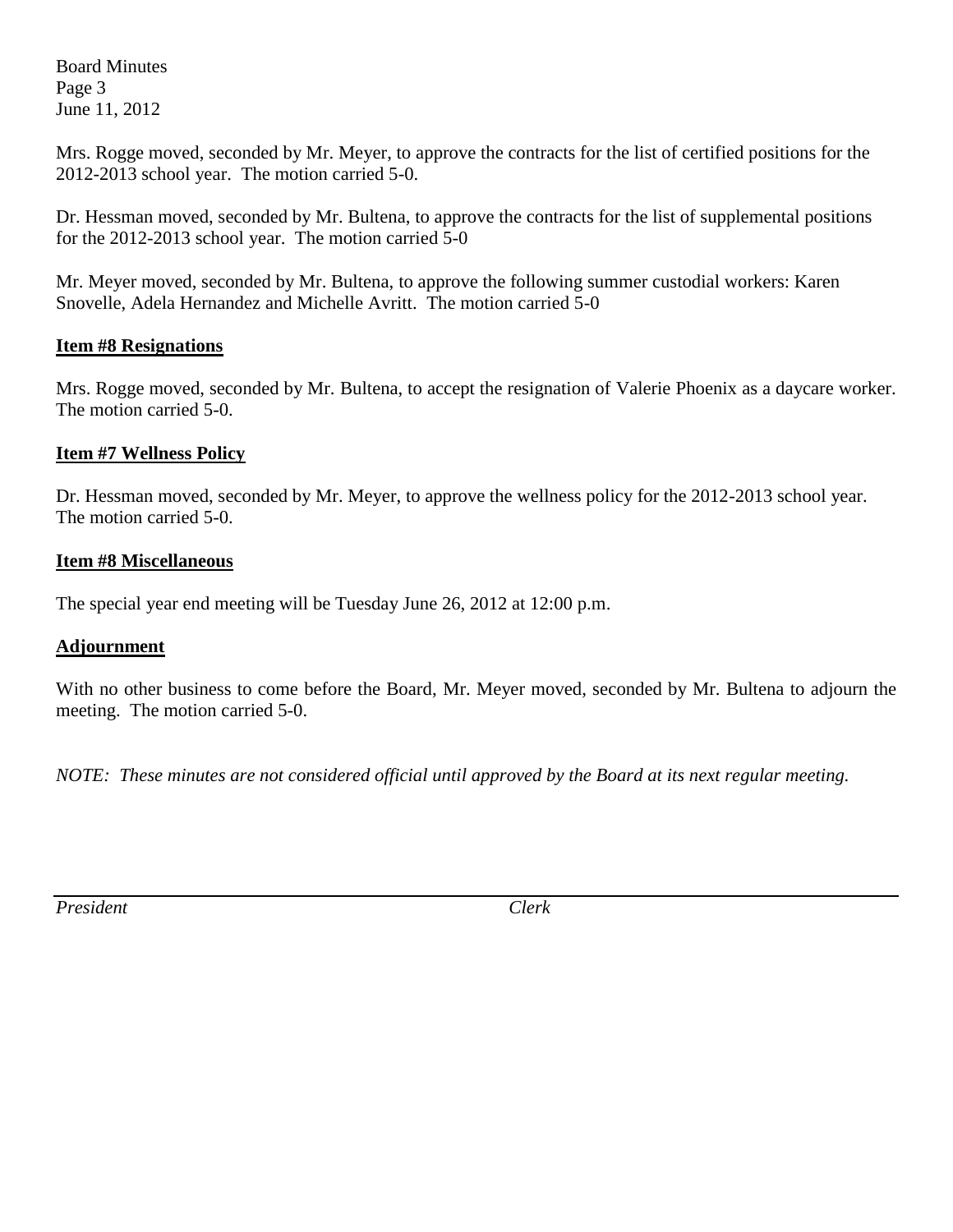Mrs. Rogge moved, seconded by Mr. Meyer, to approve the contracts for the list of certified positions for the 2012-2013 school year. The motion carried 5-0.

Dr. Hessman moved, seconded by Mr. Bultena, to approve the contracts for the list of supplemental positions for the 2012-2013 school year. The motion carried 5-0

Mr. Meyer moved, seconded by Mr. Bultena, to approve the following summer custodial workers: Karen Snovelle, Adela Hernandez and Michelle Avritt. The motion carried 5-0

**Item #8 Resignations**

Mrs. Rogge moved, seconded by Mr. Bultena, to accept the resignation of Valerie Phoenix as a daycare worker. The motion carried 5-0.

**Item #7 Wellness Policy**

Dr. Hessman moved, seconded by Mr. Meyer, to approve the wellness policy for the 2012-2013 school year. The motion carried 5-0.

**Item #8 Miscellaneous**

The special year end meeting will be Tuesday June 26, 2012 at 12:00 p.m.

**Adjournment**

With no other business to come before the Board, Mr. Meyer moved, seconded by Mr. Bultena to adjourn the meeting. The motion carried 5-0.

*NOTE: These minutes are not considered official until approved by the Board at its next regular meeting.*

*President* *Clerk*